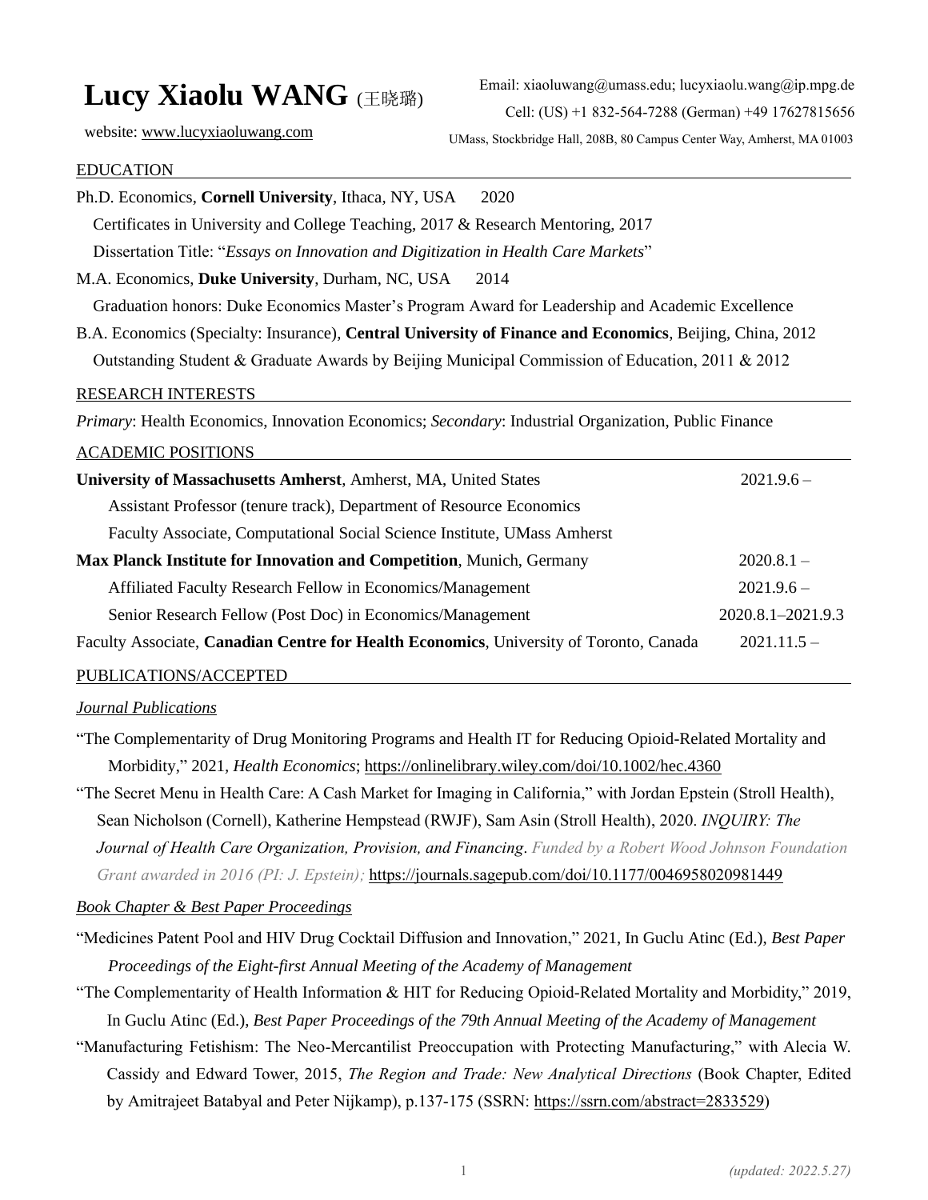# Lucy Xiaolu WANG (王晓璐)

website: www.lucyxiaoluwang.com

Email: xiaoluwang@umass.edu; lucyxiaolu.wang@ip.mpg.de
Cell: (US) +1 832-564-7288 (German) +49 17627815656
UMass, Stockbridge Hall, 208B, 80 Campus Center Way, Amherst, MA 01003

## EDUCATION

Ph.D. Economics, **Cornell University**, Ithaca, NY, USA 2020
Certificates in University and College Teaching, 2017 & Research Mentoring, 2017
Dissertation Title: "*Essays on Innovation and Digitization in Health Care Markets*"

M.A. Economics, **Duke University**, Durham, NC, USA 2014
Graduation honors: Duke Economics Master's Program Award for Leadership and Academic Excellence

B.A. Economics (Specialty: Insurance), **Central University of Finance and Economics**, Beijing, China, 2012
Outstanding Student & Graduate Awards by Beijing Municipal Commission of Education, 2011 & 2012

## RESEARCH INTERESTS

*Primary*: Health Economics, Innovation Economics; *Secondary*: Industrial Organization, Public Finance

## ACADEMIC POSITIONS

**University of Massachusetts Amherst**, Amherst, MA, United States — 2021.9.6 –
- Assistant Professor (tenure track), Department of Resource Economics
- Faculty Associate, Computational Social Science Institute, UMass Amherst

**Max Planck Institute for Innovation and Competition**, Munich, Germany — 2020.8.1 –
- Affiliated Faculty Research Fellow in Economics/Management — 2021.9.6 –
- Senior Research Fellow (Post Doc) in Economics/Management — 2020.8.1–2021.9.3

Faculty Associate, **Canadian Centre for Health Economics**, University of Toronto, Canada — 2021.11.5 –

## PUBLICATIONS/ACCEPTED

### *Journal Publications*

"The Complementarity of Drug Monitoring Programs and Health IT for Reducing Opioid-Related Mortality and Morbidity," 2021, *Health Economics*; https://onlinelibrary.wiley.com/doi/10.1002/hec.4360

"The Secret Menu in Health Care: A Cash Market for Imaging in California," with Jordan Epstein (Stroll Health), Sean Nicholson (Cornell), Katherine Hempstead (RWJF), Sam Asin (Stroll Health), 2020. *INQUIRY: The Journal of Health Care Organization, Provision, and Financing*. *Funded by a Robert Wood Johnson Foundation Grant awarded in 2016 (PI: J. Epstein);* https://journals.sagepub.com/doi/10.1177/0046958020981449

### *Book Chapter & Best Paper Proceedings*

"Medicines Patent Pool and HIV Drug Cocktail Diffusion and Innovation," 2021, In Guclu Atinc (Ed.), *Best Paper Proceedings of the Eight-first Annual Meeting of the Academy of Management*

"The Complementarity of Health Information & HIT for Reducing Opioid-Related Mortality and Morbidity," 2019, In Guclu Atinc (Ed.), *Best Paper Proceedings of the 79th Annual Meeting of the Academy of Management*

"Manufacturing Fetishism: The Neo-Mercantilist Preoccupation with Protecting Manufacturing," with Alecia W. Cassidy and Edward Tower, 2015, *The Region and Trade: New Analytical Directions* (Book Chapter, Edited by Amitrajeet Batabyal and Peter Nijkamp), p.137-175 (SSRN: https://ssrn.com/abstract=2833529)

*(updated: 2022.5.27)*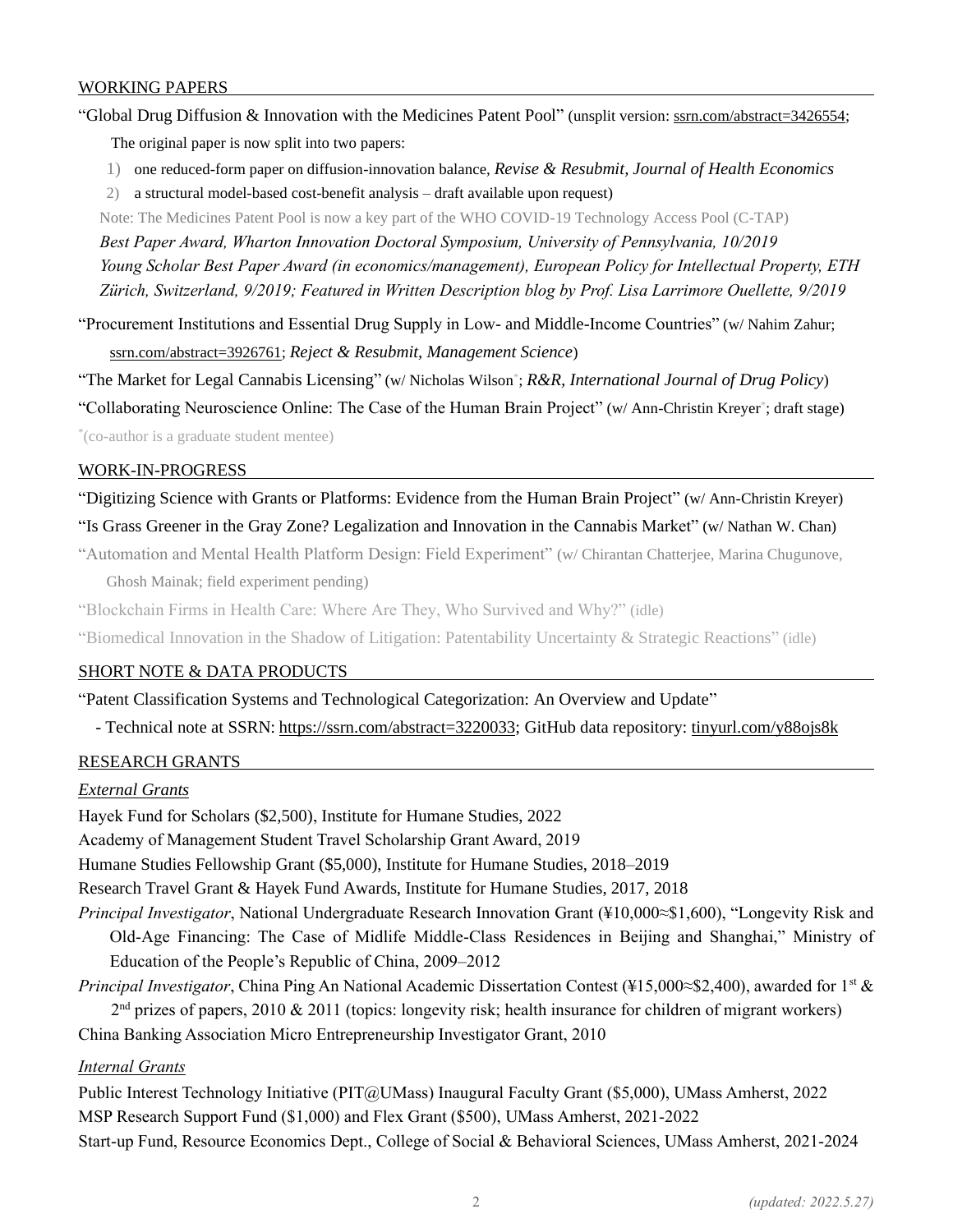## WORKING PAPERS

"Global Drug Diffusion & Innovation with the Medicines Patent Pool" (unsplit version: ssrn.com/abstract=3426554;

The original paper is now split into two papers:

1) one reduced-form paper on diffusion-innovation balance, *Revise & Resubmit, Journal of Health Economics*
2) a structural model-based cost-benefit analysis – draft available upon request)

Note: The Medicines Patent Pool is now a key part of the WHO COVID-19 Technology Access Pool (C-TAP)

*Best Paper Award, Wharton Innovation Doctoral Symposium, University of Pennsylvania, 10/2019*

*Young Scholar Best Paper Award (in economics/management), European Policy for Intellectual Property, ETH Zürich, Switzerland, 9/2019; Featured in Written Description blog by Prof. Lisa Larrimore Ouellette, 9/2019*

"Procurement Institutions and Essential Drug Supply in Low- and Middle-Income Countries" (w/ Nahim Zahur; ssrn.com/abstract=3926761; *Reject & Resubmit, Management Science*)

"The Market for Legal Cannabis Licensing" (w/ Nicholas Wilson*; *R&R, International Journal of Drug Policy*)

"Collaborating Neuroscience Online: The Case of the Human Brain Project" (w/ Ann-Christin Kreyer*; draft stage)

*(co-author is a graduate student mentee)

## WORK-IN-PROGRESS

"Digitizing Science with Grants or Platforms: Evidence from the Human Brain Project" (w/ Ann-Christin Kreyer)

"Is Grass Greener in the Gray Zone? Legalization and Innovation in the Cannabis Market" (w/ Nathan W. Chan)

"Automation and Mental Health Platform Design: Field Experiment" (w/ Chirantan Chatterjee, Marina Chugunove, Ghosh Mainak; field experiment pending)

"Blockchain Firms in Health Care: Where Are They, Who Survived and Why?" (idle)

"Biomedical Innovation in the Shadow of Litigation: Patentability Uncertainty & Strategic Reactions" (idle)

## SHORT NOTE & DATA PRODUCTS

"Patent Classification Systems and Technological Categorization: An Overview and Update"

- Technical note at SSRN: https://ssrn.com/abstract=3220033; GitHub data repository: tinyurl.com/y88ojs8k

## RESEARCH GRANTS

*External Grants*

Hayek Fund for Scholars ($2,500), Institute for Humane Studies, 2022

Academy of Management Student Travel Scholarship Grant Award, 2019

Humane Studies Fellowship Grant ($5,000), Institute for Humane Studies, 2018–2019

Research Travel Grant & Hayek Fund Awards, Institute for Humane Studies, 2017, 2018

*Principal Investigator*, National Undergraduate Research Innovation Grant (¥10,000≈$1,600), "Longevity Risk and Old-Age Financing: The Case of Midlife Middle-Class Residences in Beijing and Shanghai," Ministry of Education of the People's Republic of China, 2009–2012

*Principal Investigator*, China Ping An National Academic Dissertation Contest (¥15,000≈$2,400), awarded for 1st & 2nd prizes of papers, 2010 & 2011 (topics: longevity risk; health insurance for children of migrant workers)

China Banking Association Micro Entrepreneurship Investigator Grant, 2010

*Internal Grants*

Public Interest Technology Initiative (PIT@UMass) Inaugural Faculty Grant ($5,000), UMass Amherst, 2022

MSP Research Support Fund ($1,000) and Flex Grant ($500), UMass Amherst, 2021-2022

Start-up Fund, Resource Economics Dept., College of Social & Behavioral Sciences, UMass Amherst, 2021-2024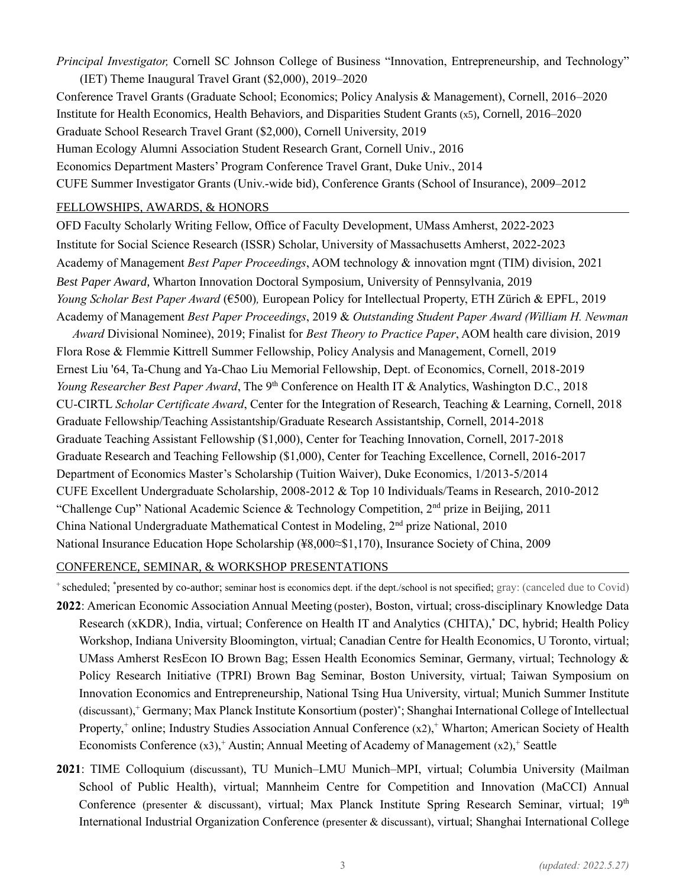*Principal Investigator,* Cornell SC Johnson College of Business "Innovation, Entrepreneurship, and Technology" (IET) Theme Inaugural Travel Grant ($2,000), 2019–2020

Conference Travel Grants (Graduate School; Economics; Policy Analysis & Management), Cornell, 2016–2020

Institute for Health Economics, Health Behaviors, and Disparities Student Grants (x5), Cornell, 2016–2020

Graduate School Research Travel Grant ($2,000), Cornell University, 2019

Human Ecology Alumni Association Student Research Grant, Cornell Univ., 2016

Economics Department Masters' Program Conference Travel Grant, Duke Univ., 2014

CUFE Summer Investigator Grants (Univ.-wide bid), Conference Grants (School of Insurance), 2009–2012

## FELLOWSHIPS, AWARDS, & HONORS

OFD Faculty Scholarly Writing Fellow, Office of Faculty Development, UMass Amherst, 2022-2023

Institute for Social Science Research (ISSR) Scholar, University of Massachusetts Amherst, 2022-2023

Academy of Management *Best Paper Proceedings*, AOM technology & innovation mgnt (TIM) division, 2021

*Best Paper Award*, Wharton Innovation Doctoral Symposium, University of Pennsylvania, 2019

*Young Scholar Best Paper Award* (€500), European Policy for Intellectual Property, ETH Zürich & EPFL, 2019

Academy of Management *Best Paper Proceedings*, 2019 & *Outstanding Student Paper Award (William H. Newman Award* Divisional Nominee), 2019; Finalist for *Best Theory to Practice Paper*, AOM health care division, 2019

Flora Rose & Flemmie Kittrell Summer Fellowship, Policy Analysis and Management, Cornell, 2019

Ernest Liu '64, Ta-Chung and Ya-Chao Liu Memorial Fellowship, Dept. of Economics, Cornell, 2018-2019

*Young Researcher Best Paper Award*, The 9th Conference on Health IT & Analytics, Washington D.C., 2018

CU-CIRTL *Scholar Certificate Award*, Center for the Integration of Research, Teaching & Learning, Cornell, 2018

Graduate Fellowship/Teaching Assistantship/Graduate Research Assistantship, Cornell, 2014-2018

Graduate Teaching Assistant Fellowship ($1,000), Center for Teaching Innovation, Cornell, 2017-2018

Graduate Research and Teaching Fellowship ($1,000), Center for Teaching Excellence, Cornell, 2016-2017

Department of Economics Master's Scholarship (Tuition Waiver), Duke Economics, 1/2013-5/2014

CUFE Excellent Undergraduate Scholarship, 2008-2012 & Top 10 Individuals/Teams in Research, 2010-2012

"Challenge Cup" National Academic Science & Technology Competition, 2nd prize in Beijing, 2011

China National Undergraduate Mathematical Contest in Modeling, 2nd prize National, 2010

National Insurance Education Hope Scholarship (¥8,000≈$1,170), Insurance Society of China, 2009

## CONFERENCE, SEMINAR, & WORKSHOP PRESENTATIONS

+ scheduled; *presented by co-author; seminar host is economics dept. if the dept./school is not specified; gray: (canceled due to Covid)

**2022**: American Economic Association Annual Meeting (poster), Boston, virtual; cross-disciplinary Knowledge Data Research (xKDR), India, virtual; Conference on Health IT and Analytics (CHITA),* DC, hybrid; Health Policy Workshop, Indiana University Bloomington, virtual; Canadian Centre for Health Economics, U Toronto, virtual; UMass Amherst ResEcon IO Brown Bag; Essen Health Economics Seminar, Germany, virtual; Technology & Policy Research Initiative (TPRI) Brown Bag Seminar, Boston University, virtual; Taiwan Symposium on Innovation Economics and Entrepreneurship, National Tsing Hua University, virtual; Munich Summer Institute (discussant),+ Germany; Max Planck Institute Konsortium (poster)*; Shanghai International College of Intellectual Property,+ online; Industry Studies Association Annual Conference (x2),+ Wharton; American Society of Health Economists Conference (x3),+ Austin; Annual Meeting of Academy of Management (x2),+ Seattle

**2021**: TIME Colloquium (discussant), TU Munich–LMU Munich–MPI, virtual; Columbia University (Mailman School of Public Health), virtual; Mannheim Centre for Competition and Innovation (MaCCI) Annual Conference (presenter & discussant), virtual; Max Planck Institute Spring Research Seminar, virtual; 19th International Industrial Organization Conference (presenter & discussant), virtual; Shanghai International College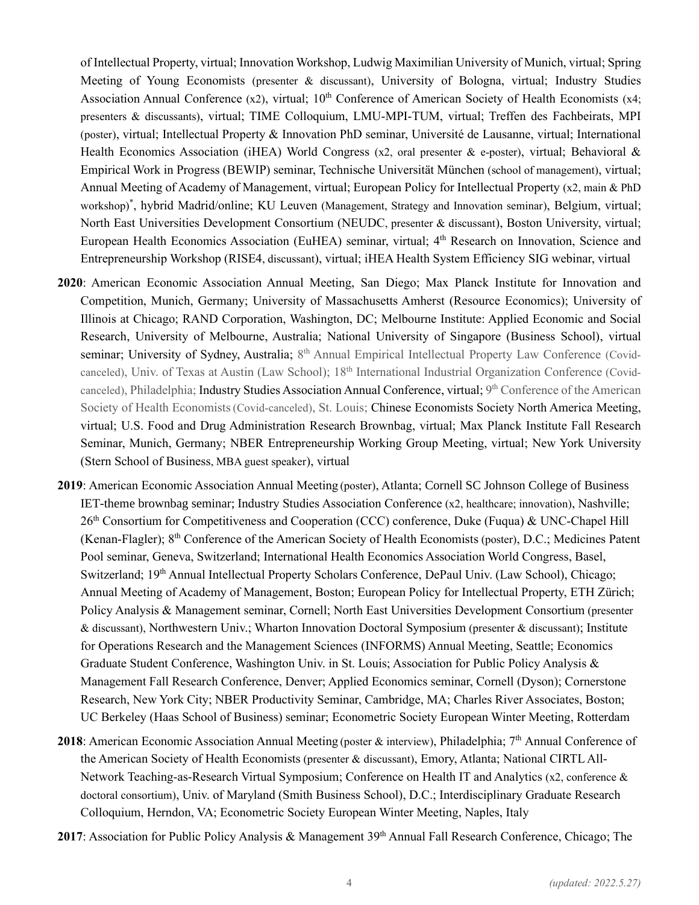of Intellectual Property, virtual; Innovation Workshop, Ludwig Maximilian University of Munich, virtual; Spring Meeting of Young Economists (presenter & discussant), University of Bologna, virtual; Industry Studies Association Annual Conference (x2), virtual; 10th Conference of American Society of Health Economists (x4; presenters & discussants), virtual; TIME Colloquium, LMU-MPI-TUM, virtual; Treffen des Fachbeirats, MPI (poster), virtual; Intellectual Property & Innovation PhD seminar, Université de Lausanne, virtual; International Health Economics Association (iHEA) World Congress (x2, oral presenter & e-poster), virtual; Behavioral & Empirical Work in Progress (BEWIP) seminar, Technische Universität München (school of management), virtual; Annual Meeting of Academy of Management, virtual; European Policy for Intellectual Property (x2, main & PhD workshop)*, hybrid Madrid/online; KU Leuven (Management, Strategy and Innovation seminar), Belgium, virtual; North East Universities Development Consortium (NEUDC, presenter & discussant), Boston University, virtual; European Health Economics Association (EuHEA) seminar, virtual; 4th Research on Innovation, Science and Entrepreneurship Workshop (RISE4, discussant), virtual; iHEA Health System Efficiency SIG webinar, virtual

- **2020**: American Economic Association Annual Meeting, San Diego; Max Planck Institute for Innovation and Competition, Munich, Germany; University of Massachusetts Amherst (Resource Economics); University of Illinois at Chicago; RAND Corporation, Washington, DC; Melbourne Institute: Applied Economic and Social Research, University of Melbourne, Australia; National University of Singapore (Business School), virtual seminar; University of Sydney, Australia; 8th Annual Empirical Intellectual Property Law Conference (Covid-canceled), Univ. of Texas at Austin (Law School); 18th International Industrial Organization Conference (Covid-canceled), Philadelphia; Industry Studies Association Annual Conference, virtual; 9th Conference of the American Society of Health Economists (Covid-canceled), St. Louis; Chinese Economists Society North America Meeting, virtual; U.S. Food and Drug Administration Research Brownbag, virtual; Max Planck Institute Fall Research Seminar, Munich, Germany; NBER Entrepreneurship Working Group Meeting, virtual; New York University (Stern School of Business, MBA guest speaker), virtual

- **2019**: American Economic Association Annual Meeting (poster), Atlanta; Cornell SC Johnson College of Business IET-theme brownbag seminar; Industry Studies Association Conference (x2, healthcare; innovation), Nashville; 26th Consortium for Competitiveness and Cooperation (CCC) conference, Duke (Fuqua) & UNC-Chapel Hill (Kenan-Flagler); 8th Conference of the American Society of Health Economists (poster), D.C.; Medicines Patent Pool seminar, Geneva, Switzerland; International Health Economics Association World Congress, Basel, Switzerland; 19th Annual Intellectual Property Scholars Conference, DePaul Univ. (Law School), Chicago; Annual Meeting of Academy of Management, Boston; European Policy for Intellectual Property, ETH Zürich; Policy Analysis & Management seminar, Cornell; North East Universities Development Consortium (presenter & discussant), Northwestern Univ.; Wharton Innovation Doctoral Symposium (presenter & discussant); Institute for Operations Research and the Management Sciences (INFORMS) Annual Meeting, Seattle; Economics Graduate Student Conference, Washington Univ. in St. Louis; Association for Public Policy Analysis & Management Fall Research Conference, Denver; Applied Economics seminar, Cornell (Dyson); Cornerstone Research, New York City; NBER Productivity Seminar, Cambridge, MA; Charles River Associates, Boston; UC Berkeley (Haas School of Business) seminar; Econometric Society European Winter Meeting, Rotterdam

- **2018**: American Economic Association Annual Meeting (poster & interview), Philadelphia; 7th Annual Conference of the American Society of Health Economists (presenter & discussant), Emory, Atlanta; National CIRTL All-Network Teaching-as-Research Virtual Symposium; Conference on Health IT and Analytics (x2, conference & doctoral consortium), Univ. of Maryland (Smith Business School), D.C.; Interdisciplinary Graduate Research Colloquium, Herndon, VA; Econometric Society European Winter Meeting, Naples, Italy

- **2017**: Association for Public Policy Analysis & Management 39th Annual Fall Research Conference, Chicago; The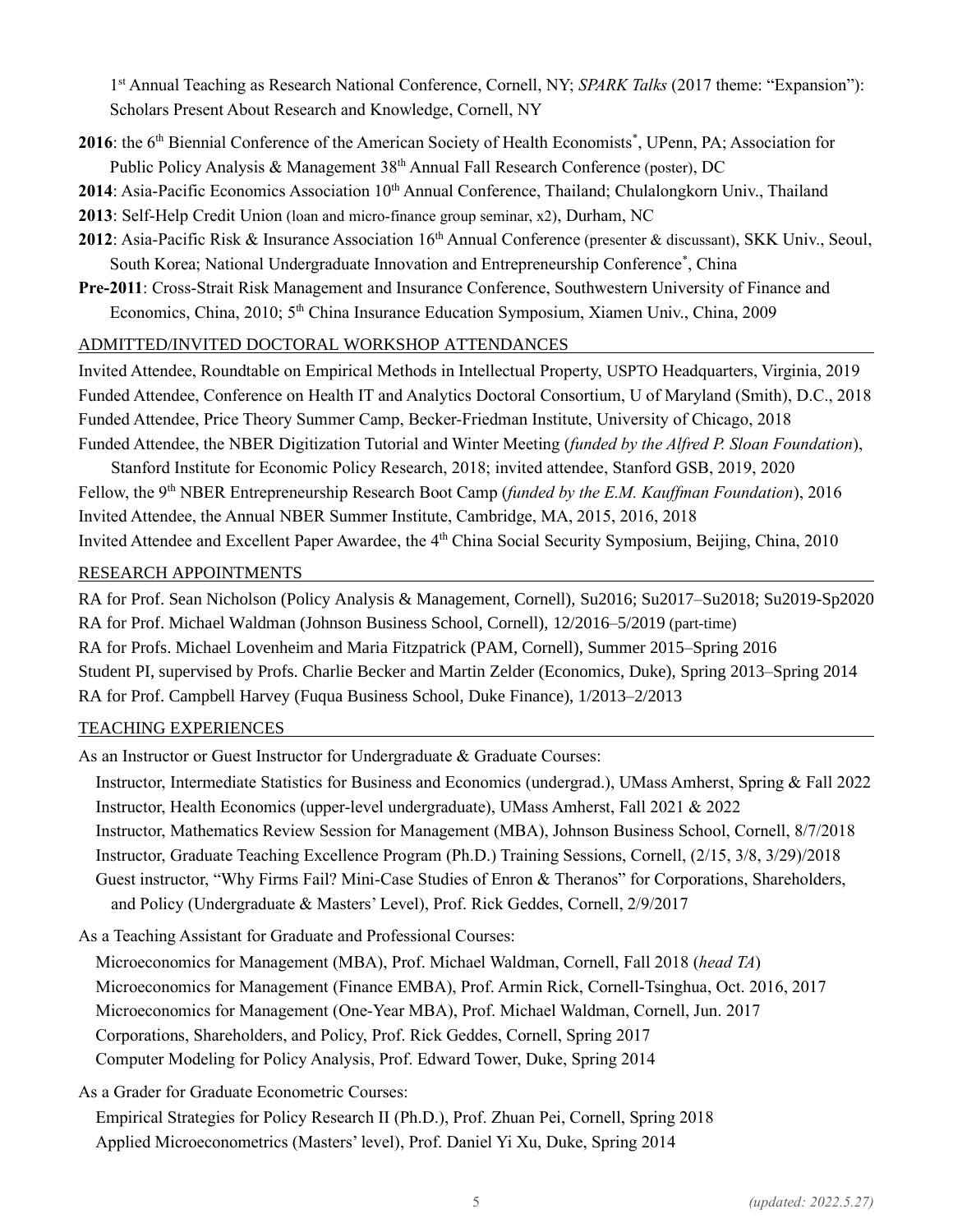1st Annual Teaching as Research National Conference, Cornell, NY; *SPARK Talks* (2017 theme: "Expansion"): Scholars Present About Research and Knowledge, Cornell, NY

**2016**: the 6th Biennial Conference of the American Society of Health Economists*, UPenn, PA; Association for Public Policy Analysis & Management 38th Annual Fall Research Conference (poster), DC

**2014**: Asia-Pacific Economics Association 10th Annual Conference, Thailand; Chulalongkorn Univ., Thailand

**2013**: Self-Help Credit Union (loan and micro-finance group seminar, x2), Durham, NC

**2012**: Asia-Pacific Risk & Insurance Association 16th Annual Conference (presenter & discussant), SKK Univ., Seoul, South Korea; National Undergraduate Innovation and Entrepreneurship Conference*, China

**Pre-2011**: Cross-Strait Risk Management and Insurance Conference, Southwestern University of Finance and Economics, China, 2010; 5th China Insurance Education Symposium, Xiamen Univ., China, 2009

## ADMITTED/INVITED DOCTORAL WORKSHOP ATTENDANCES

Invited Attendee, Roundtable on Empirical Methods in Intellectual Property, USPTO Headquarters, Virginia, 2019
Funded Attendee, Conference on Health IT and Analytics Doctoral Consortium, U of Maryland (Smith), D.C., 2018
Funded Attendee, Price Theory Summer Camp, Becker-Friedman Institute, University of Chicago, 2018
Funded Attendee, the NBER Digitization Tutorial and Winter Meeting (*funded by the Alfred P. Sloan Foundation*), Stanford Institute for Economic Policy Research, 2018; invited attendee, Stanford GSB, 2019, 2020
Fellow, the 9th NBER Entrepreneurship Research Boot Camp (*funded by the E.M. Kauffman Foundation*), 2016
Invited Attendee, the Annual NBER Summer Institute, Cambridge, MA, 2015, 2016, 2018
Invited Attendee and Excellent Paper Awardee, the 4th China Social Security Symposium, Beijing, China, 2010

## RESEARCH APPOINTMENTS

RA for Prof. Sean Nicholson (Policy Analysis & Management, Cornell), Su2016; Su2017–Su2018; Su2019-Sp2020
RA for Prof. Michael Waldman (Johnson Business School, Cornell), 12/2016–5/2019 (part-time)
RA for Profs. Michael Lovenheim and Maria Fitzpatrick (PAM, Cornell), Summer 2015–Spring 2016
Student PI, supervised by Profs. Charlie Becker and Martin Zelder (Economics, Duke), Spring 2013–Spring 2014
RA for Prof. Campbell Harvey (Fuqua Business School, Duke Finance), 1/2013–2/2013

## TEACHING EXPERIENCES

As an Instructor or Guest Instructor for Undergraduate & Graduate Courses:

- Instructor, Intermediate Statistics for Business and Economics (undergrad.), UMass Amherst, Spring & Fall 2022
- Instructor, Health Economics (upper-level undergraduate), UMass Amherst, Fall 2021 & 2022
- Instructor, Mathematics Review Session for Management (MBA), Johnson Business School, Cornell, 8/7/2018
- Instructor, Graduate Teaching Excellence Program (Ph.D.) Training Sessions, Cornell, (2/15, 3/8, 3/29)/2018
- Guest instructor, "Why Firms Fail? Mini-Case Studies of Enron & Theranos" for Corporations, Shareholders, and Policy (Undergraduate & Masters' Level), Prof. Rick Geddes, Cornell, 2/9/2017

As a Teaching Assistant for Graduate and Professional Courses:

- Microeconomics for Management (MBA), Prof. Michael Waldman, Cornell, Fall 2018 (*head TA*)
- Microeconomics for Management (Finance EMBA), Prof. Armin Rick, Cornell-Tsinghua, Oct. 2016, 2017
- Microeconomics for Management (One-Year MBA), Prof. Michael Waldman, Cornell, Jun. 2017
- Corporations, Shareholders, and Policy, Prof. Rick Geddes, Cornell, Spring 2017
- Computer Modeling for Policy Analysis, Prof. Edward Tower, Duke, Spring 2014

As a Grader for Graduate Econometric Courses:

- Empirical Strategies for Policy Research II (Ph.D.), Prof. Zhuan Pei, Cornell, Spring 2018
- Applied Microeconometrics (Masters' level), Prof. Daniel Yi Xu, Duke, Spring 2014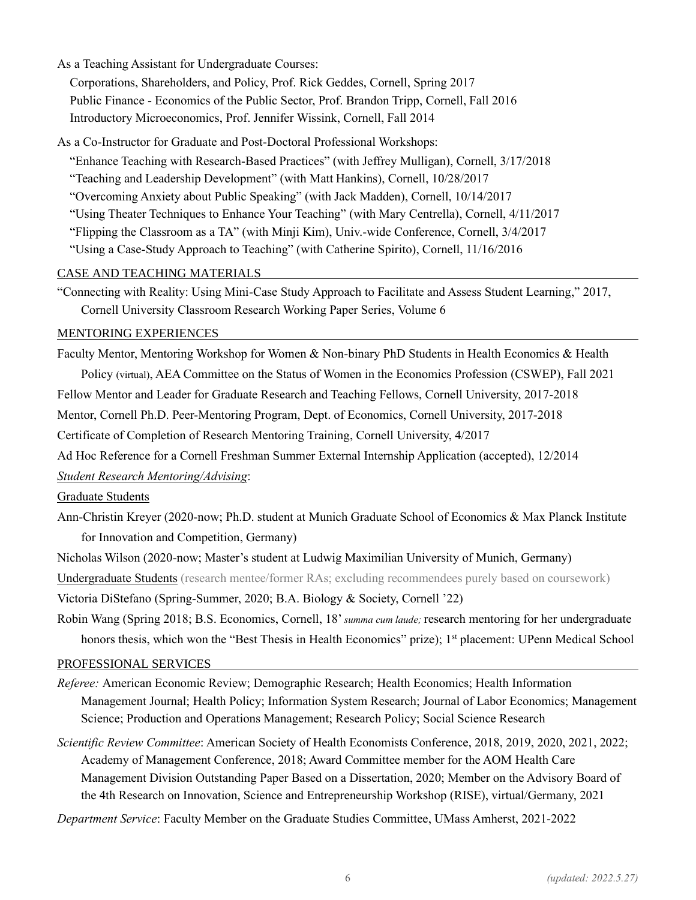As a Teaching Assistant for Undergraduate Courses:

Corporations, Shareholders, and Policy, Prof. Rick Geddes, Cornell, Spring 2017
Public Finance - Economics of the Public Sector, Prof. Brandon Tripp, Cornell, Fall 2016
Introductory Microeconomics, Prof. Jennifer Wissink, Cornell, Fall 2014

As a Co-Instructor for Graduate and Post-Doctoral Professional Workshops:

"Enhance Teaching with Research-Based Practices" (with Jeffrey Mulligan), Cornell, 3/17/2018
"Teaching and Leadership Development" (with Matt Hankins), Cornell, 10/28/2017
"Overcoming Anxiety about Public Speaking" (with Jack Madden), Cornell, 10/14/2017
"Using Theater Techniques to Enhance Your Teaching" (with Mary Centrella), Cornell, 4/11/2017
"Flipping the Classroom as a TA" (with Minji Kim), Univ.-wide Conference, Cornell, 3/4/2017
"Using a Case-Study Approach to Teaching" (with Catherine Spirito), Cornell, 11/16/2016

## CASE AND TEACHING MATERIALS

"Connecting with Reality: Using Mini-Case Study Approach to Facilitate and Assess Student Learning," 2017, Cornell University Classroom Research Working Paper Series, Volume 6

## MENTORING EXPERIENCES

Faculty Mentor, Mentoring Workshop for Women & Non-binary PhD Students in Health Economics & Health Policy (virtual), AEA Committee on the Status of Women in the Economics Profession (CSWEP), Fall 2021

Fellow Mentor and Leader for Graduate Research and Teaching Fellows, Cornell University, 2017-2018

Mentor, Cornell Ph.D. Peer-Mentoring Program, Dept. of Economics, Cornell University, 2017-2018

Certificate of Completion of Research Mentoring Training, Cornell University, 4/2017

Ad Hoc Reference for a Cornell Freshman Summer External Internship Application (accepted), 12/2014

*Student Research Mentoring/Advising*:

Graduate Students

Ann-Christin Kreyer (2020-now; Ph.D. student at Munich Graduate School of Economics & Max Planck Institute for Innovation and Competition, Germany)

Nicholas Wilson (2020-now; Master's student at Ludwig Maximilian University of Munich, Germany)

Undergraduate Students (research mentee/former RAs; excluding recommendees purely based on coursework)

Victoria DiStefano (Spring-Summer, 2020; B.A. Biology & Society, Cornell '22)

Robin Wang (Spring 2018; B.S. Economics, Cornell, 18' *summa cum laude;* research mentoring for her undergraduate honors thesis, which won the "Best Thesis in Health Economics" prize); 1st placement: UPenn Medical School

## PROFESSIONAL SERVICES

*Referee:* American Economic Review; Demographic Research; Health Economics; Health Information Management Journal; Health Policy; Information System Research; Journal of Labor Economics; Management Science; Production and Operations Management; Research Policy; Social Science Research

*Scientific Review Committee*: American Society of Health Economists Conference, 2018, 2019, 2020, 2021, 2022; Academy of Management Conference, 2018; Award Committee member for the AOM Health Care Management Division Outstanding Paper Based on a Dissertation, 2020; Member on the Advisory Board of the 4th Research on Innovation, Science and Entrepreneurship Workshop (RISE), virtual/Germany, 2021

*Department Service*: Faculty Member on the Graduate Studies Committee, UMass Amherst, 2021-2022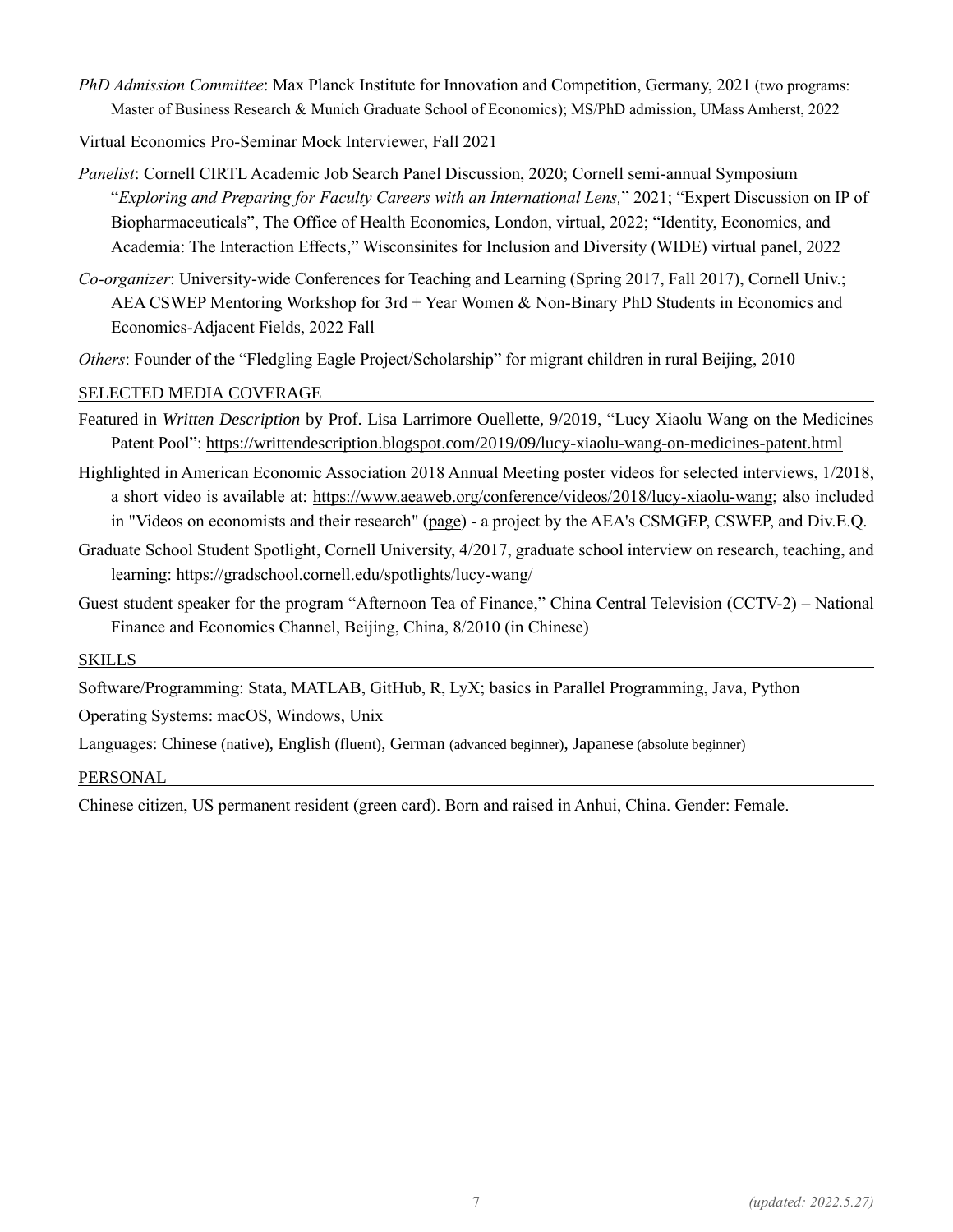*PhD Admission Committee*: Max Planck Institute for Innovation and Competition, Germany, 2021 (two programs: Master of Business Research & Munich Graduate School of Economics); MS/PhD admission, UMass Amherst, 2022

Virtual Economics Pro-Seminar Mock Interviewer, Fall 2021

*Panelist*: Cornell CIRTL Academic Job Search Panel Discussion, 2020; Cornell semi-annual Symposium "*Exploring and Preparing for Faculty Careers with an International Lens,*" 2021; "Expert Discussion on IP of Biopharmaceuticals", The Office of Health Economics, London, virtual, 2022; "Identity, Economics, and Academia: The Interaction Effects," Wisconsinites for Inclusion and Diversity (WIDE) virtual panel, 2022

*Co-organizer*: University-wide Conferences for Teaching and Learning (Spring 2017, Fall 2017), Cornell Univ.; AEA CSWEP Mentoring Workshop for 3rd + Year Women & Non-Binary PhD Students in Economics and Economics-Adjacent Fields, 2022 Fall

*Others*: Founder of the "Fledgling Eagle Project/Scholarship" for migrant children in rural Beijing, 2010

## SELECTED MEDIA COVERAGE

Featured in *Written Description* by Prof. Lisa Larrimore Ouellette, 9/2019, "Lucy Xiaolu Wang on the Medicines Patent Pool": https://writtendescription.blogspot.com/2019/09/lucy-xiaolu-wang-on-medicines-patent.html

Highlighted in American Economic Association 2018 Annual Meeting poster videos for selected interviews, 1/2018, a short video is available at: https://www.aeaweb.org/conference/videos/2018/lucy-xiaolu-wang; also included in "Videos on economists and their research" (page) - a project by the AEA's CSMGEP, CSWEP, and Div.E.Q.

Graduate School Student Spotlight, Cornell University, 4/2017, graduate school interview on research, teaching, and learning: https://gradschool.cornell.edu/spotlights/lucy-wang/

Guest student speaker for the program "Afternoon Tea of Finance," China Central Television (CCTV-2) – National Finance and Economics Channel, Beijing, China, 8/2010 (in Chinese)

## SKILLS

Software/Programming: Stata, MATLAB, GitHub, R, LyX; basics in Parallel Programming, Java, Python

Operating Systems: macOS, Windows, Unix

Languages: Chinese (native), English (fluent), German (advanced beginner), Japanese (absolute beginner)

## PERSONAL

Chinese citizen, US permanent resident (green card). Born and raised in Anhui, China. Gender: Female.

*(updated: 2022.5.27)*